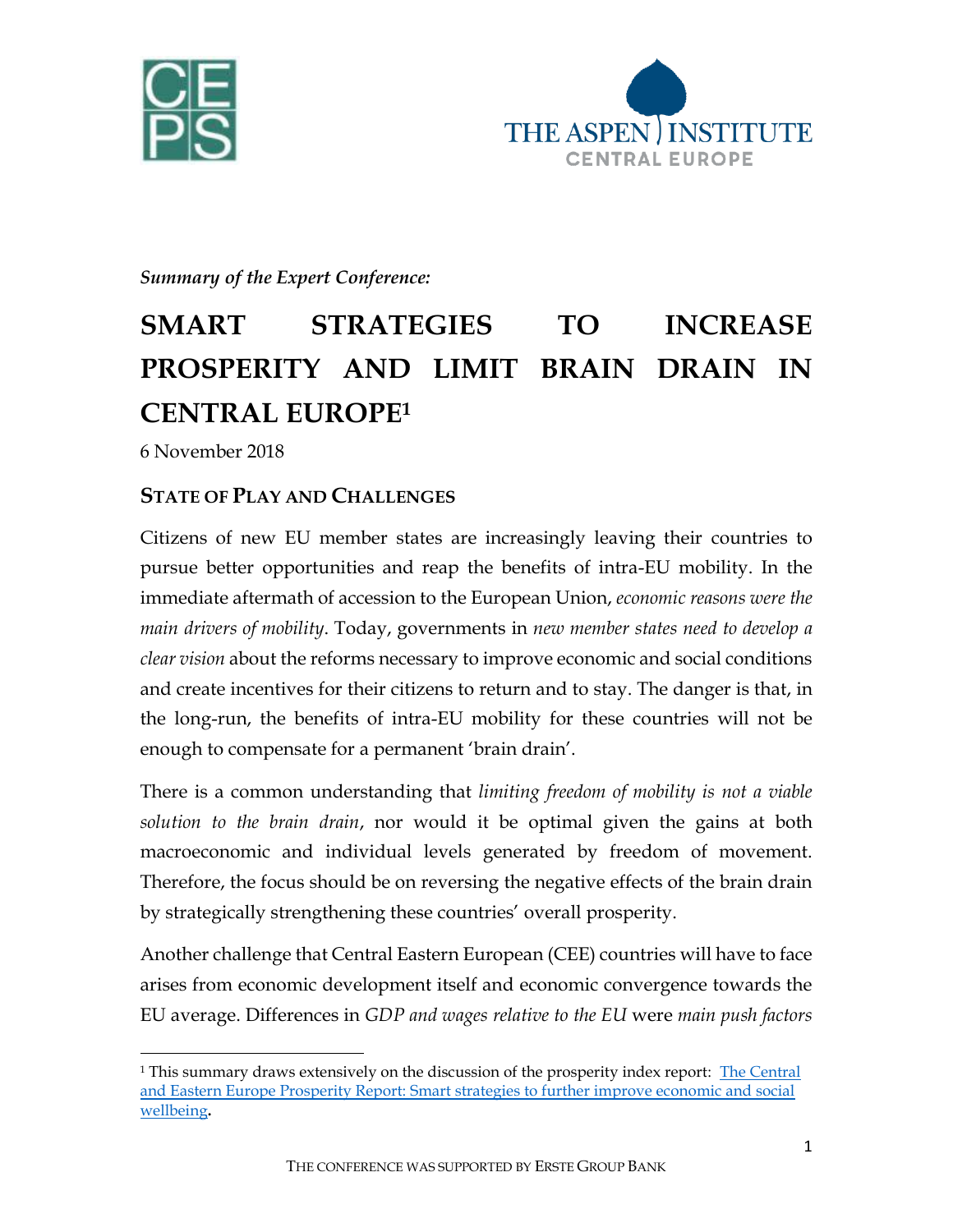*Summary of the Expert Conference:*

# SMART STRATEGIES TO INCREASE PROSPERITY AND LIMIT BRAIN DRAIN IN CENTRAL EUROPE[1]

6 November 2018

## STATE OF PLAY AND CHALLENGES

Citizens of new EU member states are increasingly leaving their countries to pursue better opportunities and reap the benefits of intra-EU mobility. In the immediate aftermath of accession to the European Union, *economic reasons were the main drivers of mobility*. Today, governments in *new member states need to develop a clear vision* about the reforms necessary to improve economic and social conditions and create incentives for their citizens to return and to stay. The danger is that, in the long-run, the benefits of intra-EU mobility for these countries will not be enough to compensate for a permanent 'brain drain'.

There is a common understanding that *limiting freedom of mobility is not a viable solution to the brain drain*, nor would it be optimal given the gains at both macroeconomic and individual levels generated by freedom of movement. Therefore, the focus should be on reversing the negative effects of the brain drain by strategically strengthening these countries' overall prosperity.

Another challenge that Central Eastern European (CEE) countries will have to face arises from economic development itself and economic convergence towards the EU average. Differences in *GDP and wages relative to the EU* were *main push factors*

[1] This summary draws extensively on the discussion of the prosperity index report: The Central and Eastern Europe Prosperity Report: Smart strategies to further improve economic and social wellbeing.

THE CONFERENCE WAS SUPPORTED BY ERSTE GROUP BANK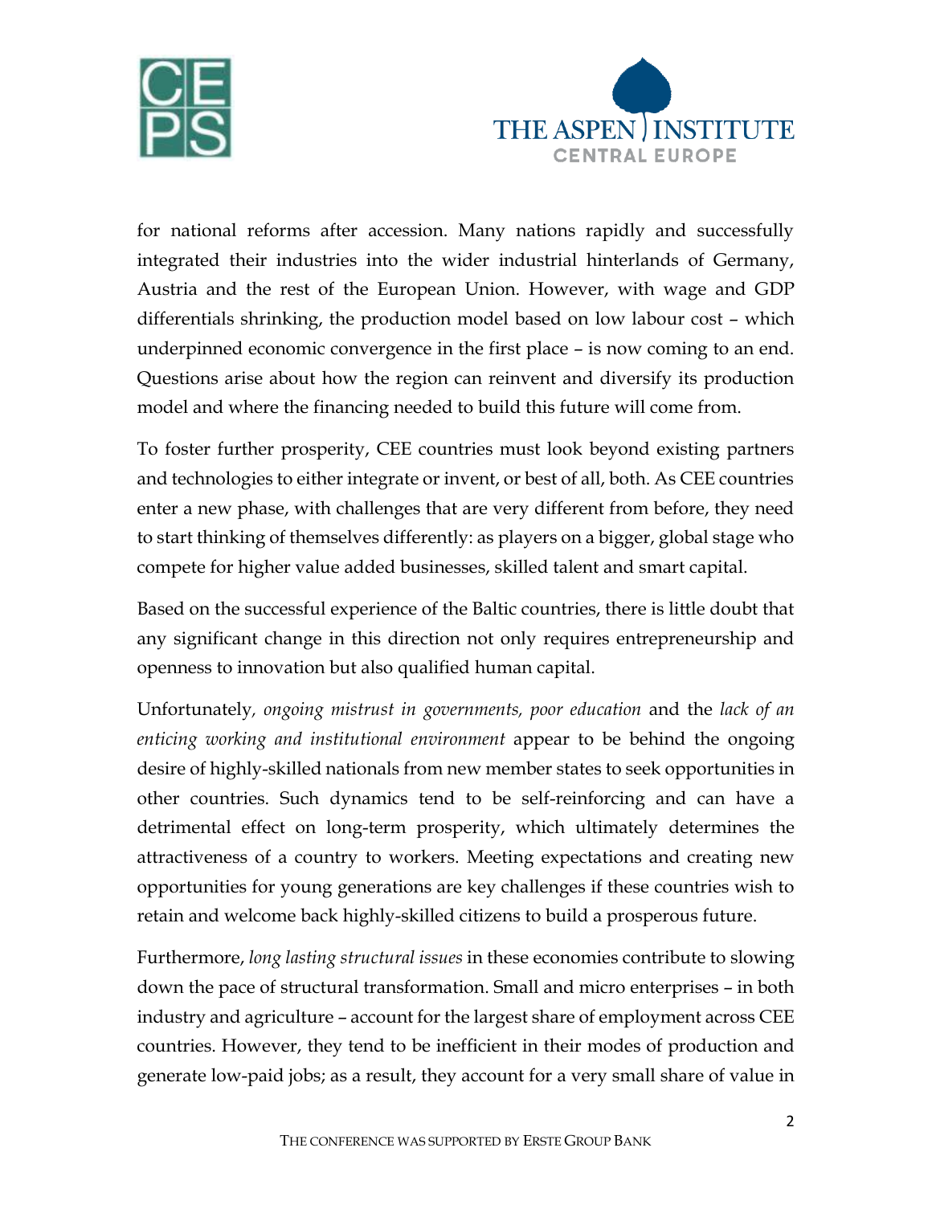for national reforms after accession. Many nations rapidly and successfully integrated their industries into the wider industrial hinterlands of Germany, Austria and the rest of the European Union. However, with wage and GDP differentials shrinking, the production model based on low labour cost – which underpinned economic convergence in the first place – is now coming to an end. Questions arise about how the region can reinvent and diversify its production model and where the financing needed to build this future will come from.

To foster further prosperity, CEE countries must look beyond existing partners and technologies to either integrate or invent, or best of all, both. As CEE countries enter a new phase, with challenges that are very different from before, they need to start thinking of themselves differently: as players on a bigger, global stage who compete for higher value added businesses, skilled talent and smart capital.

Based on the successful experience of the Baltic countries, there is little doubt that any significant change in this direction not only requires entrepreneurship and openness to innovation but also qualified human capital.

Unfortunately*, ongoing mistrust in governments, poor education* and the *lack of an enticing working and institutional environment* appear to be behind the ongoing desire of highly-skilled nationals from new member states to seek opportunities in other countries. Such dynamics tend to be self-reinforcing and can have a detrimental effect on long-term prosperity, which ultimately determines the attractiveness of a country to workers. Meeting expectations and creating new opportunities for young generations are key challenges if these countries wish to retain and welcome back highly-skilled citizens to build a prosperous future.

Furthermore, *long lasting structural issues* in these economies contribute to slowing down the pace of structural transformation. Small and micro enterprises – in both industry and agriculture – account for the largest share of employment across CEE countries. However, they tend to be inefficient in their modes of production and generate low-paid jobs; as a result, they account for a very small share of value in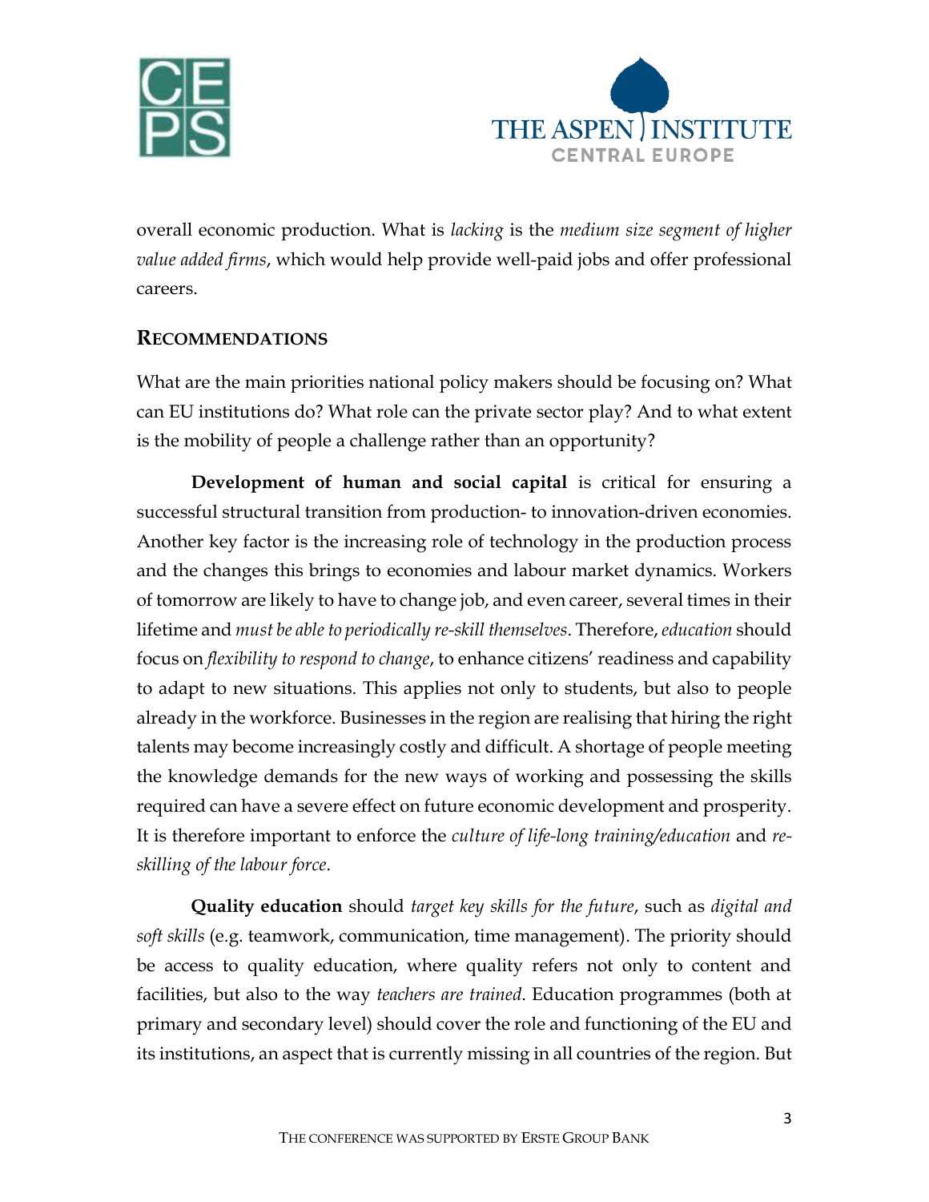overall economic production. What is *lacking* is the *medium size segment of higher value added firms*, which would help provide well-paid jobs and offer professional careers.

## RECOMMENDATIONS

What are the main priorities national policy makers should be focusing on? What can EU institutions do? What role can the private sector play? And to what extent is the mobility of people a challenge rather than an opportunity?

**Development of human and social capital** is critical for ensuring a successful structural transition from production- to innovation-driven economies. Another key factor is the increasing role of technology in the production process and the changes this brings to economies and labour market dynamics. Workers of tomorrow are likely to have to change job, and even career, several times in their lifetime and *must be able to periodically re-skill themselves*. Therefore, *education* should focus on *flexibility to respond to change*, to enhance citizens' readiness and capability to adapt to new situations. This applies not only to students, but also to people already in the workforce. Businesses in the region are realising that hiring the right talents may become increasingly costly and difficult. A shortage of people meeting the knowledge demands for the new ways of working and possessing the skills required can have a severe effect on future economic development and prosperity. It is therefore important to enforce the *culture of life-long training/education* and *re-skilling of the labour force*.

**Quality education** should *target key skills for the future*, such as *digital and soft skills* (e.g. teamwork, communication, time management). The priority should be access to quality education, where quality refers not only to content and facilities, but also to the way *teachers are trained*. Education programmes (both at primary and secondary level) should cover the role and functioning of the EU and its institutions, an aspect that is currently missing in all countries of the region. But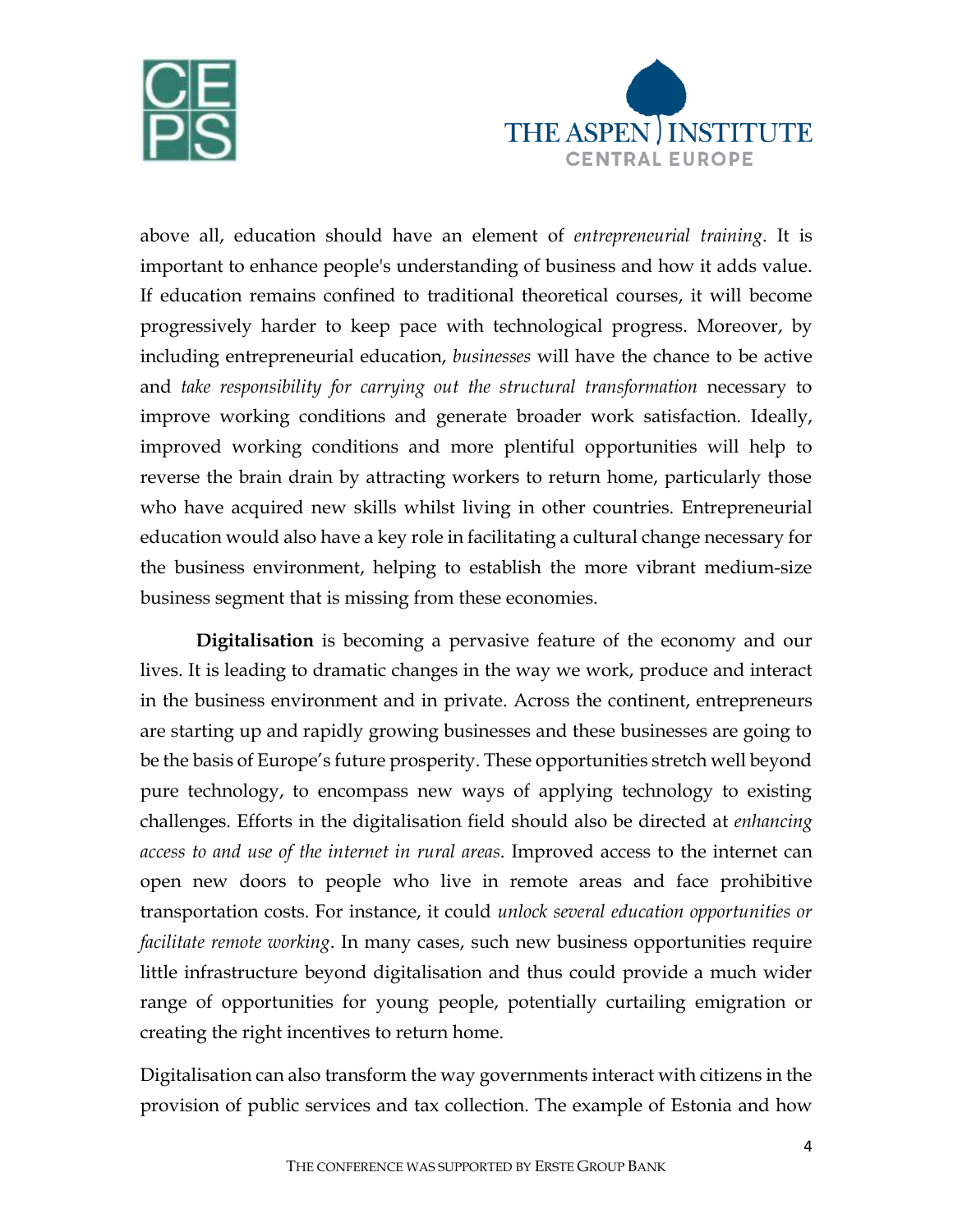above all, education should have an element of *entrepreneurial training*. It is important to enhance people's understanding of business and how it adds value. If education remains confined to traditional theoretical courses, it will become progressively harder to keep pace with technological progress. Moreover, by including entrepreneurial education, *businesses* will have the chance to be active and *take responsibility for carrying out the structural transformation* necessary to improve working conditions and generate broader work satisfaction. Ideally, improved working conditions and more plentiful opportunities will help to reverse the brain drain by attracting workers to return home, particularly those who have acquired new skills whilst living in other countries. Entrepreneurial education would also have a key role in facilitating a cultural change necessary for the business environment, helping to establish the more vibrant medium-size business segment that is missing from these economies.

**Digitalisation** is becoming a pervasive feature of the economy and our lives. It is leading to dramatic changes in the way we work, produce and interact in the business environment and in private. Across the continent, entrepreneurs are starting up and rapidly growing businesses and these businesses are going to be the basis of Europe's future prosperity. These opportunities stretch well beyond pure technology, to encompass new ways of applying technology to existing challenges. Efforts in the digitalisation field should also be directed at *enhancing access to and use of the internet in rural areas*. Improved access to the internet can open new doors to people who live in remote areas and face prohibitive transportation costs. For instance, it could *unlock several education opportunities or facilitate remote working*. In many cases, such new business opportunities require little infrastructure beyond digitalisation and thus could provide a much wider range of opportunities for young people, potentially curtailing emigration or creating the right incentives to return home.

Digitalisation can also transform the way governments interact with citizens in the provision of public services and tax collection. The example of Estonia and how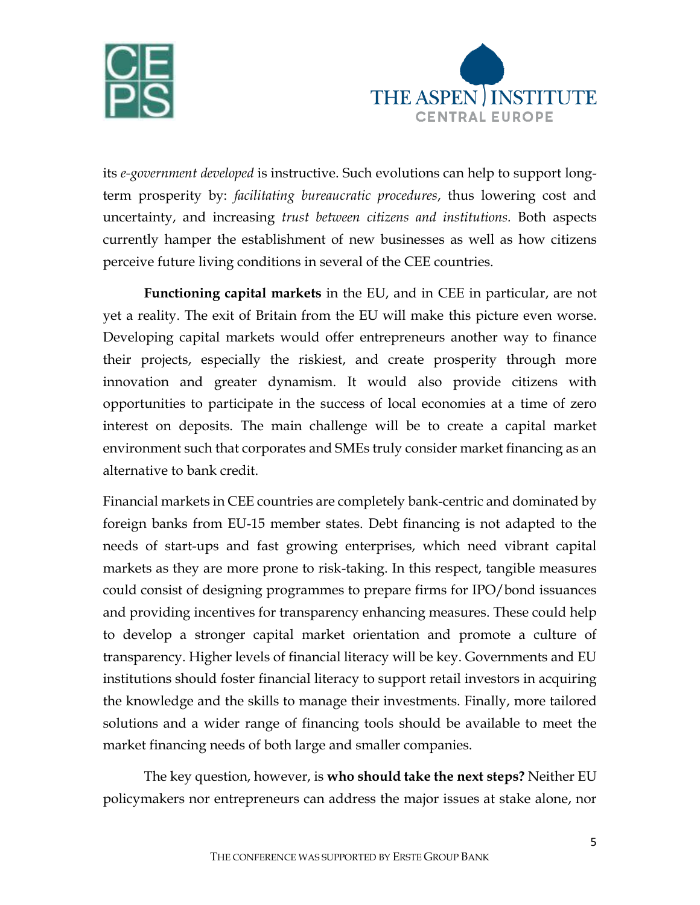its *e-government developed* is instructive. Such evolutions can help to support long-term prosperity by: *facilitating bureaucratic procedures*, thus lowering cost and uncertainty, and increasing *trust between citizens and institutions.* Both aspects currently hamper the establishment of new businesses as well as how citizens perceive future living conditions in several of the CEE countries.

**Functioning capital markets** in the EU, and in CEE in particular, are not yet a reality. The exit of Britain from the EU will make this picture even worse. Developing capital markets would offer entrepreneurs another way to finance their projects, especially the riskiest, and create prosperity through more innovation and greater dynamism. It would also provide citizens with opportunities to participate in the success of local economies at a time of zero interest on deposits. The main challenge will be to create a capital market environment such that corporates and SMEs truly consider market financing as an alternative to bank credit.

Financial markets in CEE countries are completely bank-centric and dominated by foreign banks from EU-15 member states. Debt financing is not adapted to the needs of start-ups and fast growing enterprises, which need vibrant capital markets as they are more prone to risk-taking. In this respect, tangible measures could consist of designing programmes to prepare firms for IPO/bond issuances and providing incentives for transparency enhancing measures. These could help to develop a stronger capital market orientation and promote a culture of transparency. Higher levels of financial literacy will be key. Governments and EU institutions should foster financial literacy to support retail investors in acquiring the knowledge and the skills to manage their investments. Finally, more tailored solutions and a wider range of financing tools should be available to meet the market financing needs of both large and smaller companies.

The key question, however, is **who should take the next steps?** Neither EU policymakers nor entrepreneurs can address the major issues at stake alone, nor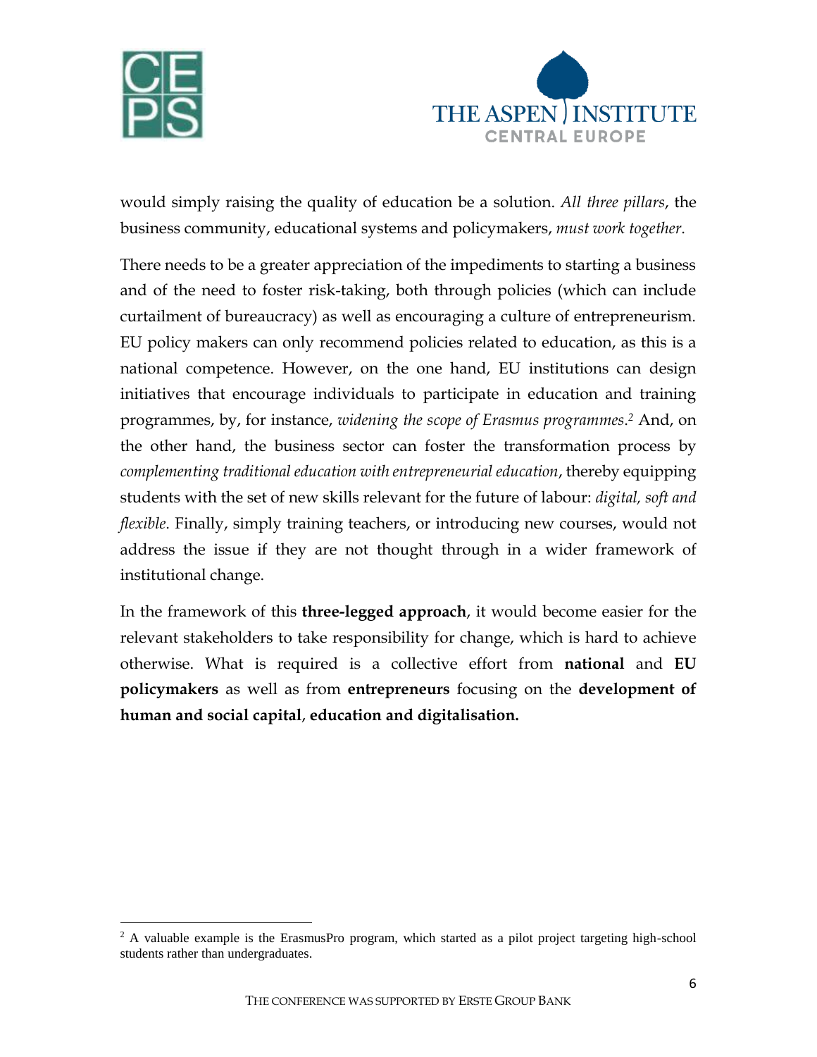would simply raising the quality of education be a solution. *All three pillars*, the business community, educational systems and policymakers, *must work together*.

There needs to be a greater appreciation of the impediments to starting a business and of the need to foster risk-taking, both through policies (which can include curtailment of bureaucracy) as well as encouraging a culture of entrepreneurism. EU policy makers can only recommend policies related to education, as this is a national competence. However, on the one hand, EU institutions can design initiatives that encourage individuals to participate in education and training programmes, by, for instance, *widening the scope of Erasmus programmes*.[2] And, on the other hand, the business sector can foster the transformation process by *complementing traditional education with entrepreneurial education*, thereby equipping students with the set of new skills relevant for the future of labour: *digital, soft and flexible*. Finally, simply training teachers, or introducing new courses, would not address the issue if they are not thought through in a wider framework of institutional change.

In the framework of this **three-legged approach**, it would become easier for the relevant stakeholders to take responsibility for change, which is hard to achieve otherwise. What is required is a collective effort from **national** and **EU policymakers** as well as from **entrepreneurs** focusing on the **development of human and social capital**, **education and digitalisation.**

---

[2] A valuable example is the ErasmusPro program, which started as a pilot project targeting high-school students rather than undergraduates.